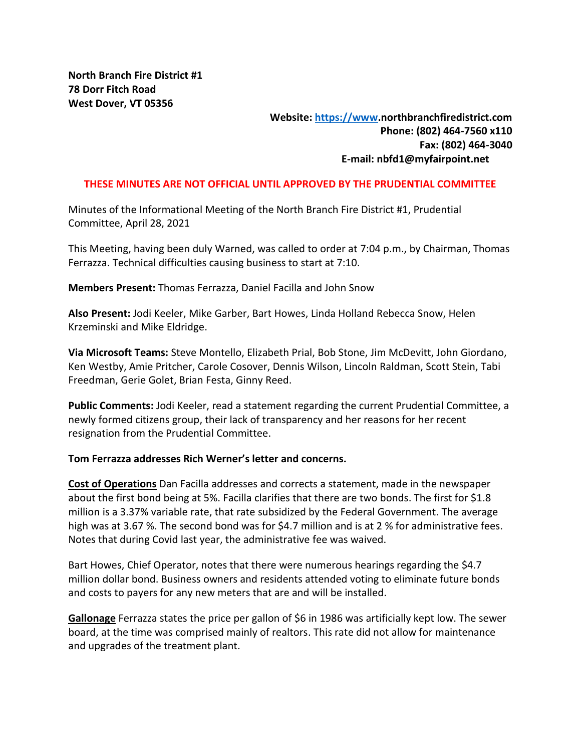**North Branch Fire District #1**
**78 Dorr Fitch Road**
**West Dover, VT 05356**

**Website: [https://www](https://www).northbranchfiredistrict.com**
**Phone: (802) 464-7560 x110**
**Fax: (802) 464-3040**
**E-mail: nbfd1@myfairpoint.net**

**THESE MINUTES ARE NOT OFFICIAL UNTIL APPROVED BY THE PRUDENTIAL COMMITTEE**

Minutes of the Informational Meeting of the North Branch Fire District #1, Prudential Committee, April 28, 2021

This Meeting, having been duly Warned, was called to order at 7:04 p.m., by Chairman, Thomas Ferrazza. Technical difficulties causing business to start at 7:10.

**Members Present:** Thomas Ferrazza, Daniel Facilla and John Snow

**Also Present:** Jodi Keeler, Mike Garber, Bart Howes, Linda Holland Rebecca Snow, Helen Krzeminski and Mike Eldridge.

**Via Microsoft Teams:** Steve Montello, Elizabeth Prial, Bob Stone, Jim McDevitt, John Giordano, Ken Westby, Amie Pritcher, Carole Cosover, Dennis Wilson, Lincoln Raldman, Scott Stein, Tabi Freedman, Gerie Golet, Brian Festa, Ginny Reed.

**Public Comments:** Jodi Keeler, read a statement regarding the current Prudential Committee, a newly formed citizens group, their lack of transparency and her reasons for her recent resignation from the Prudential Committee.

**Tom Ferrazza addresses Rich Werner's letter and concerns.**

**Cost of Operations** Dan Facilla addresses and corrects a statement, made in the newspaper about the first bond being at 5%. Facilla clarifies that there are two bonds. The first for $1.8 million is a 3.37% variable rate, that rate subsidized by the Federal Government. The average high was at 3.67 %. The second bond was for $4.7 million and is at 2 % for administrative fees. Notes that during Covid last year, the administrative fee was waived.

Bart Howes, Chief Operator, notes that there were numerous hearings regarding the $4.7 million dollar bond. Business owners and residents attended voting to eliminate future bonds and costs to payers for any new meters that are and will be installed.

**Gallonage** Ferrazza states the price per gallon of $6 in 1986 was artificially kept low. The sewer board, at the time was comprised mainly of realtors. This rate did not allow for maintenance and upgrades of the treatment plant.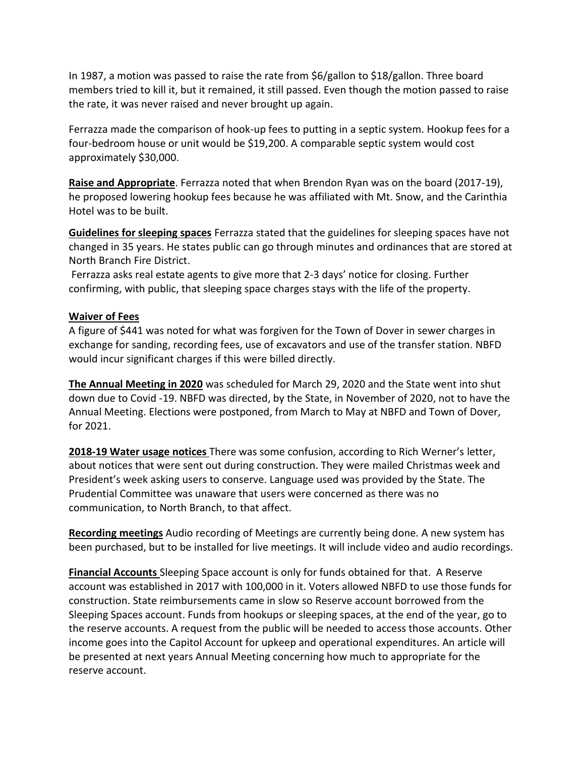In 1987, a motion was passed to raise the rate from $6/gallon to $18/gallon. Three board members tried to kill it, but it remained, it still passed. Even though the motion passed to raise the rate, it was never raised and never brought up again.

Ferrazza made the comparison of hook-up fees to putting in a septic system. Hookup fees for a four-bedroom house or unit would be $19,200. A comparable septic system would cost approximately $30,000.

**Raise and Appropriate**. Ferrazza noted that when Brendon Ryan was on the board (2017-19), he proposed lowering hookup fees because he was affiliated with Mt. Snow, and the Carinthia Hotel was to be built.

**Guidelines for sleeping spaces** Ferrazza stated that the guidelines for sleeping spaces have not changed in 35 years. He states public can go through minutes and ordinances that are stored at North Branch Fire District.

Ferrazza asks real estate agents to give more that 2-3 days' notice for closing. Further confirming, with public, that sleeping space charges stays with the life of the property.

**Waiver of Fees**

A figure of $441 was noted for what was forgiven for the Town of Dover in sewer charges in exchange for sanding, recording fees, use of excavators and use of the transfer station. NBFD would incur significant charges if this were billed directly.

**The Annual Meeting in 2020** was scheduled for March 29, 2020 and the State went into shut down due to Covid -19. NBFD was directed, by the State, in November of 2020, not to have the Annual Meeting. Elections were postponed, from March to May at NBFD and Town of Dover, for 2021.

**2018-19 Water usage notices** There was some confusion, according to Rich Werner's letter, about notices that were sent out during construction. They were mailed Christmas week and President's week asking users to conserve. Language used was provided by the State. The Prudential Committee was unaware that users were concerned as there was no communication, to North Branch, to that affect.

**Recording meetings** Audio recording of Meetings are currently being done. A new system has been purchased, but to be installed for live meetings. It will include video and audio recordings.

**Financial Accounts** Sleeping Space account is only for funds obtained for that. A Reserve account was established in 2017 with 100,000 in it. Voters allowed NBFD to use those funds for construction. State reimbursements came in slow so Reserve account borrowed from the Sleeping Spaces account. Funds from hookups or sleeping spaces, at the end of the year, go to the reserve accounts. A request from the public will be needed to access those accounts. Other income goes into the Capitol Account for upkeep and operational expenditures. An article will be presented at next years Annual Meeting concerning how much to appropriate for the reserve account.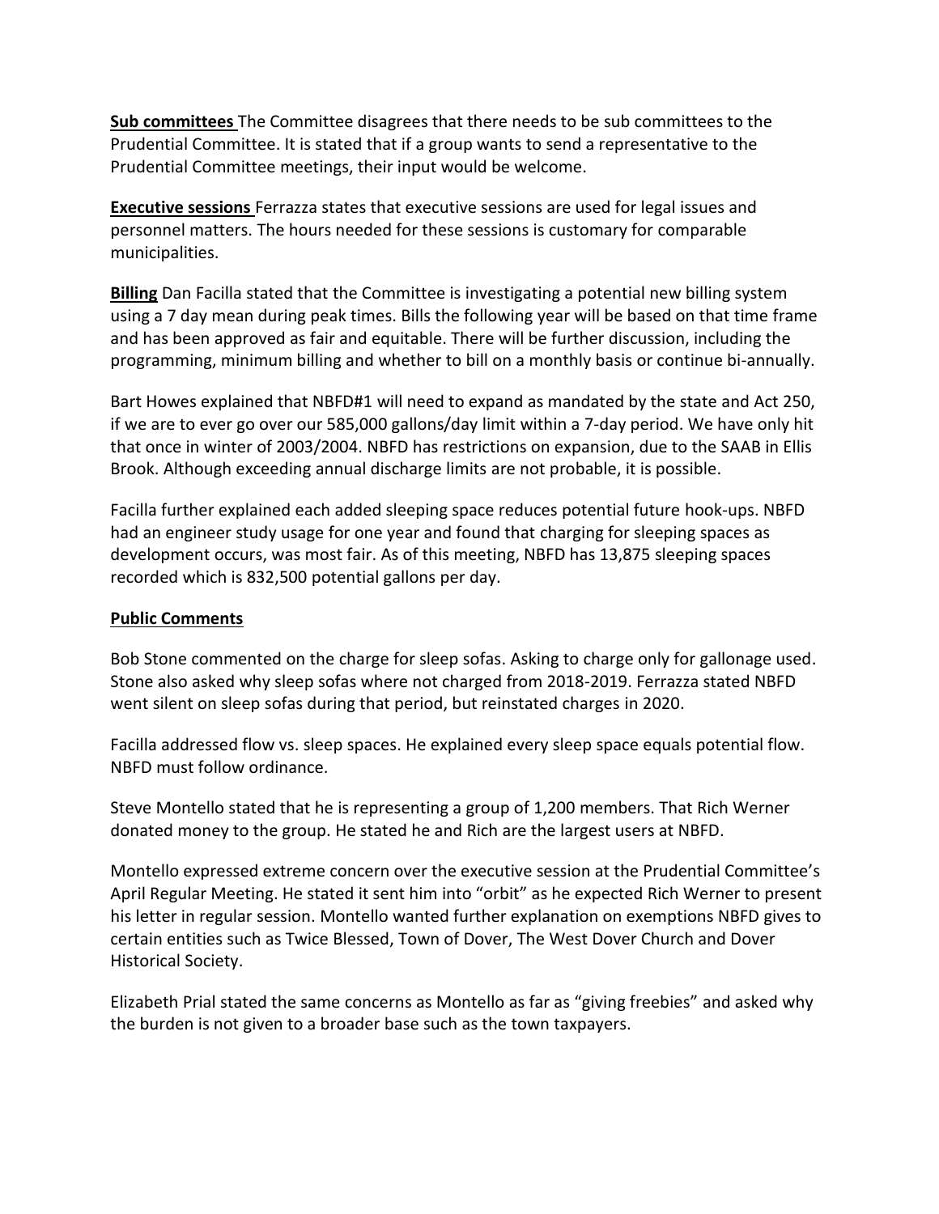**Sub committees** The Committee disagrees that there needs to be sub committees to the Prudential Committee. It is stated that if a group wants to send a representative to the Prudential Committee meetings, their input would be welcome.

**Executive sessions** Ferrazza states that executive sessions are used for legal issues and personnel matters. The hours needed for these sessions is customary for comparable municipalities.

**Billing** Dan Facilla stated that the Committee is investigating a potential new billing system using a 7 day mean during peak times. Bills the following year will be based on that time frame and has been approved as fair and equitable. There will be further discussion, including the programming, minimum billing and whether to bill on a monthly basis or continue bi-annually.

Bart Howes explained that NBFD#1 will need to expand as mandated by the state and Act 250, if we are to ever go over our 585,000 gallons/day limit within a 7-day period. We have only hit that once in winter of 2003/2004. NBFD has restrictions on expansion, due to the SAAB in Ellis Brook. Although exceeding annual discharge limits are not probable, it is possible.

Facilla further explained each added sleeping space reduces potential future hook-ups. NBFD had an engineer study usage for one year and found that charging for sleeping spaces as development occurs, was most fair. As of this meeting, NBFD has 13,875 sleeping spaces recorded which is 832,500 potential gallons per day.

**Public Comments**

Bob Stone commented on the charge for sleep sofas. Asking to charge only for gallonage used. Stone also asked why sleep sofas where not charged from 2018-2019. Ferrazza stated NBFD went silent on sleep sofas during that period, but reinstated charges in 2020.

Facilla addressed flow vs. sleep spaces. He explained every sleep space equals potential flow. NBFD must follow ordinance.

Steve Montello stated that he is representing a group of 1,200 members. That Rich Werner donated money to the group. He stated he and Rich are the largest users at NBFD.

Montello expressed extreme concern over the executive session at the Prudential Committee's April Regular Meeting. He stated it sent him into "orbit" as he expected Rich Werner to present his letter in regular session. Montello wanted further explanation on exemptions NBFD gives to certain entities such as Twice Blessed, Town of Dover, The West Dover Church and Dover Historical Society.

Elizabeth Prial stated the same concerns as Montello as far as "giving freebies" and asked why the burden is not given to a broader base such as the town taxpayers.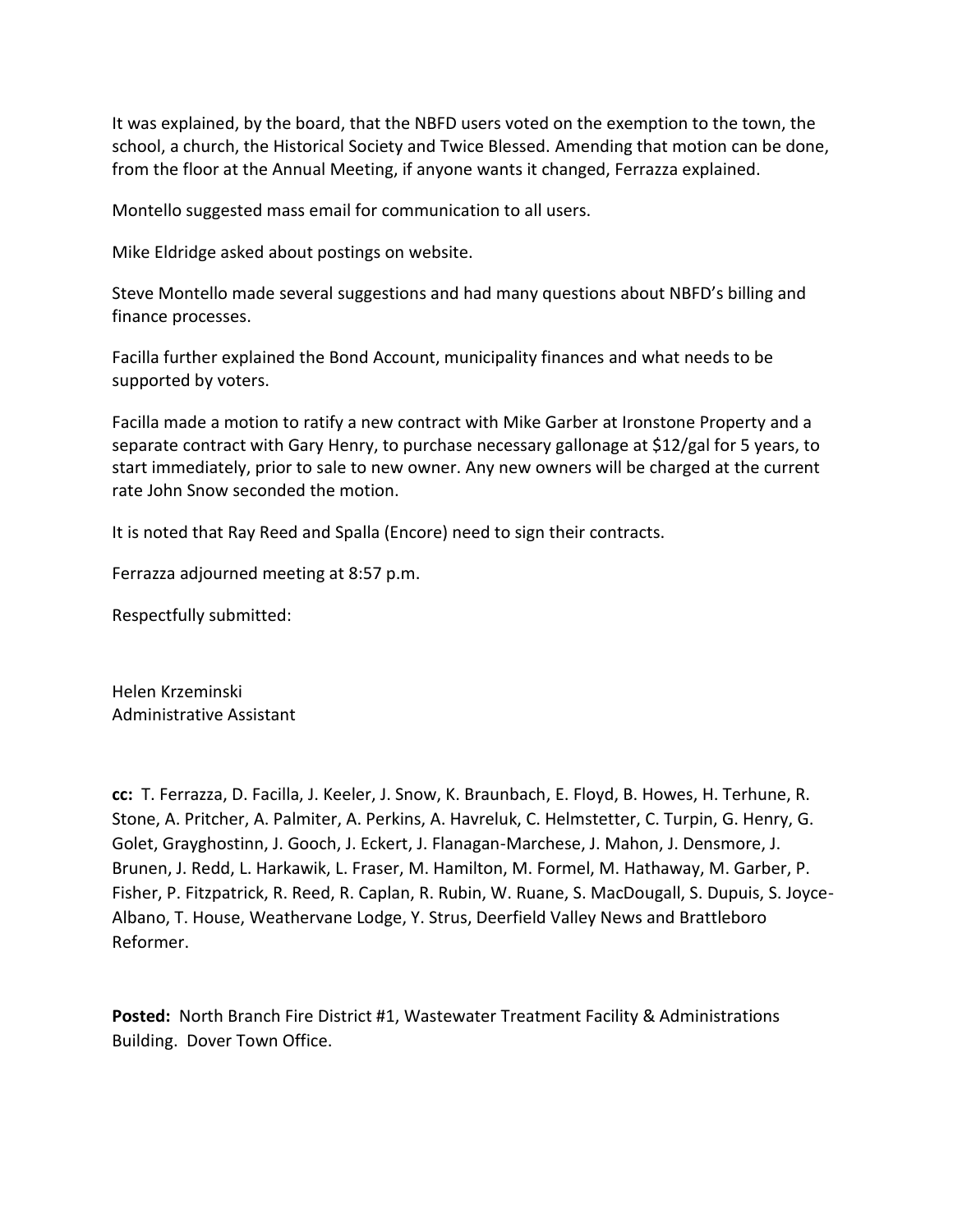It was explained, by the board, that the NBFD users voted on the exemption to the town, the school, a church, the Historical Society and Twice Blessed. Amending that motion can be done, from the floor at the Annual Meeting, if anyone wants it changed, Ferrazza explained.

Montello suggested mass email for communication to all users.

Mike Eldridge asked about postings on website.

Steve Montello made several suggestions and had many questions about NBFD's billing and finance processes.

Facilla further explained the Bond Account, municipality finances and what needs to be supported by voters.

Facilla made a motion to ratify a new contract with Mike Garber at Ironstone Property and a separate contract with Gary Henry, to purchase necessary gallonage at $12/gal for 5 years, to start immediately, prior to sale to new owner. Any new owners will be charged at the current rate John Snow seconded the motion.

It is noted that Ray Reed and Spalla (Encore) need to sign their contracts.

Ferrazza adjourned meeting at 8:57 p.m.

Respectfully submitted:

Helen Krzeminski
Administrative Assistant

**cc:** T. Ferrazza, D. Facilla, J. Keeler, J. Snow, K. Braunbach, E. Floyd, B. Howes, H. Terhune, R. Stone, A. Pritcher, A. Palmiter, A. Perkins, A. Havreluk, C. Helmstetter, C. Turpin, G. Henry, G. Golet, Grayghostinn, J. Gooch, J. Eckert, J. Flanagan-Marchese, J. Mahon, J. Densmore, J. Brunen, J. Redd, L. Harkawik, L. Fraser, M. Hamilton, M. Formel, M. Hathaway, M. Garber, P. Fisher, P. Fitzpatrick, R. Reed, R. Caplan, R. Rubin, W. Ruane, S. MacDougall, S. Dupuis, S. Joyce-Albano, T. House, Weathervane Lodge, Y. Strus, Deerfield Valley News and Brattleboro Reformer.

**Posted:** North Branch Fire District #1, Wastewater Treatment Facility & Administrations Building. Dover Town Office.